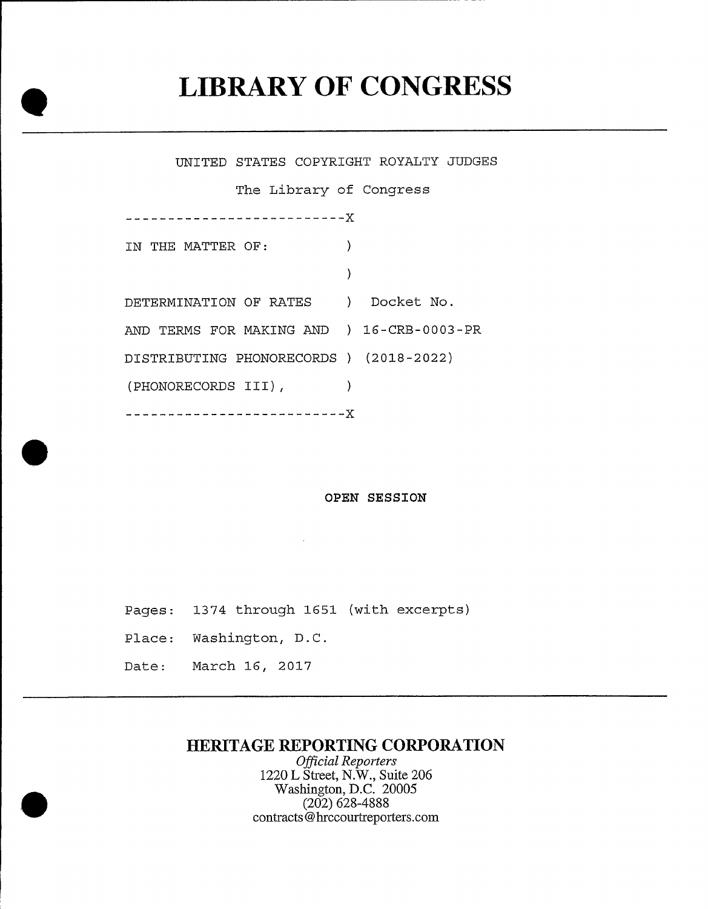# LIBRARY OF CONGRESS

UNITED STATES COPYRIGHT ROYALTY JUDGES

The Library of Congress

```
--------------------------X
IN THE MATTER OF:          )
                           )
DETERMINATION OF RATES     )  Docket No.
AND TERMS FOR MAKING AND   ) 16-CRB-0003-PR
DISTRIBUTING PHONORECORDS ) (2018-2022)
(PHONORECORDS III),        )
--------------------------X
```

**OPEN SESSION**

Pages: 1374 through 1651 (with excerpts)

Place: Washington, D.C.

Date: March 16, 2017

## HERITAGE REPORTING CORPORATION

*Official Reporters*
1220 L Street, N.W., Suite 206
Washington, D.C. 20005
(202) 628-4888
contracts@hrccourtreporters.com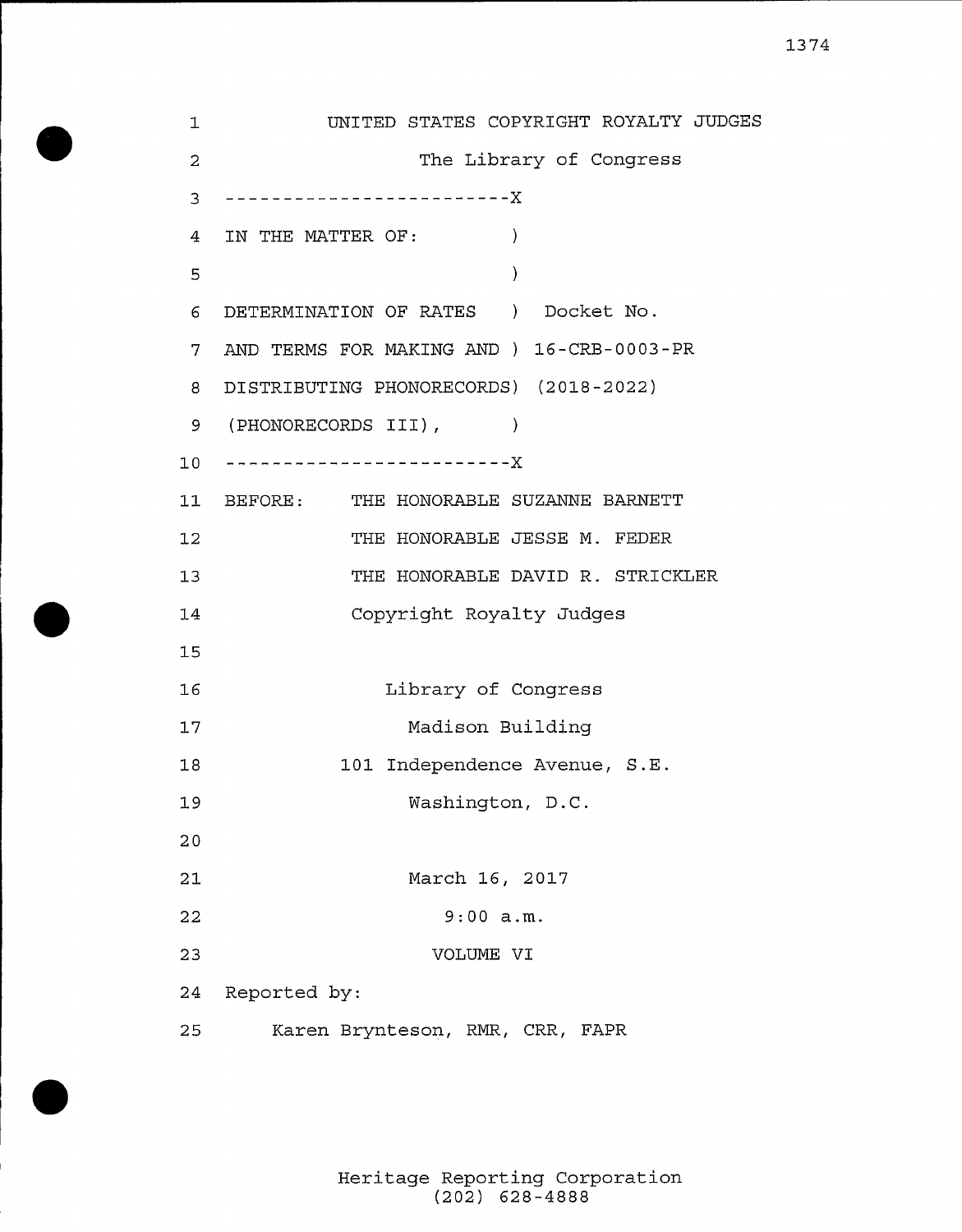UNITED STATES COPYRIGHT ROYALTY JUDGES

The Library of Congress

-------------------------X

IN THE MATTER OF: )

)

DETERMINATION OF RATES ) Docket No.
AND TERMS FOR MAKING AND ) 16-CRB-0003-PR
DISTRIBUTING PHONORECORDS) (2018-2022)
(PHONORECORDS III), )

-------------------------X

BEFORE: THE HONORABLE SUZANNE BARNETT
THE HONORABLE JESSE M. FEDER
THE HONORABLE DAVID R. STRICKLER
Copyright Royalty Judges

Library of Congress
Madison Building
101 Independence Avenue, S.E.
Washington, D.C.

March 16, 2017
9:00 a.m.
VOLUME VI

Reported by:
Karen Brynteson, RMR, CRR, FAPR

Heritage Reporting Corporation
(202) 628-4888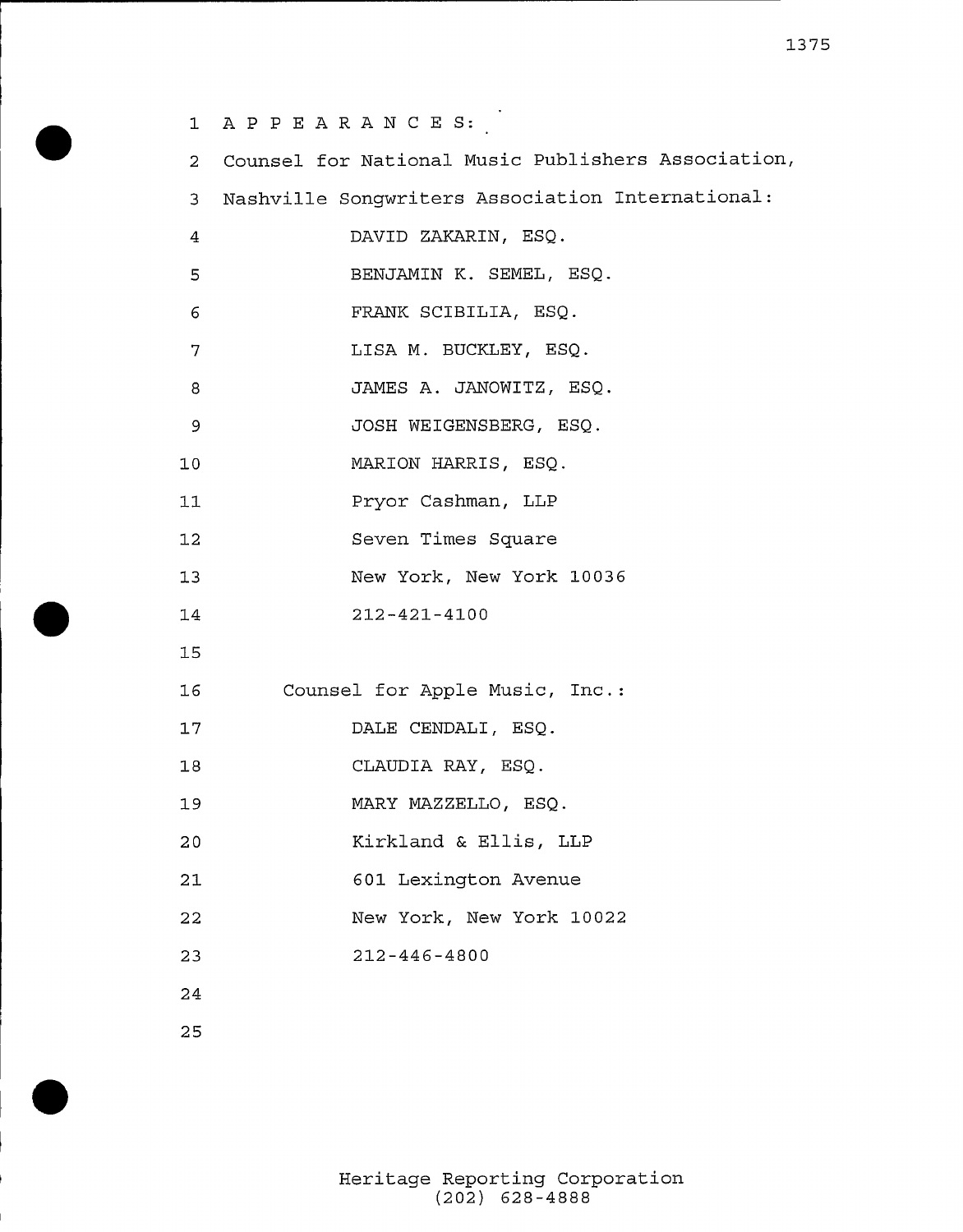APPEARANCES:

Counsel for National Music Publishers Association,
Nashville Songwriters Association International:

DAVID ZAKARIN, ESQ.
BENJAMIN K. SEMEL, ESQ.
FRANK SCIBILIA, ESQ.
LISA M. BUCKLEY, ESQ.
JAMES A. JANOWITZ, ESQ.
JOSH WEIGENSBERG, ESQ.
MARION HARRIS, ESQ.
Pryor Cashman, LLP
Seven Times Square
New York, New York 10036
212-421-4100

Counsel for Apple Music, Inc.:

DALE CENDALI, ESQ.
CLAUDIA RAY, ESQ.
MARY MAZZELLO, ESQ.
Kirkland & Ellis, LLP
601 Lexington Avenue
New York, New York 10022
212-446-4800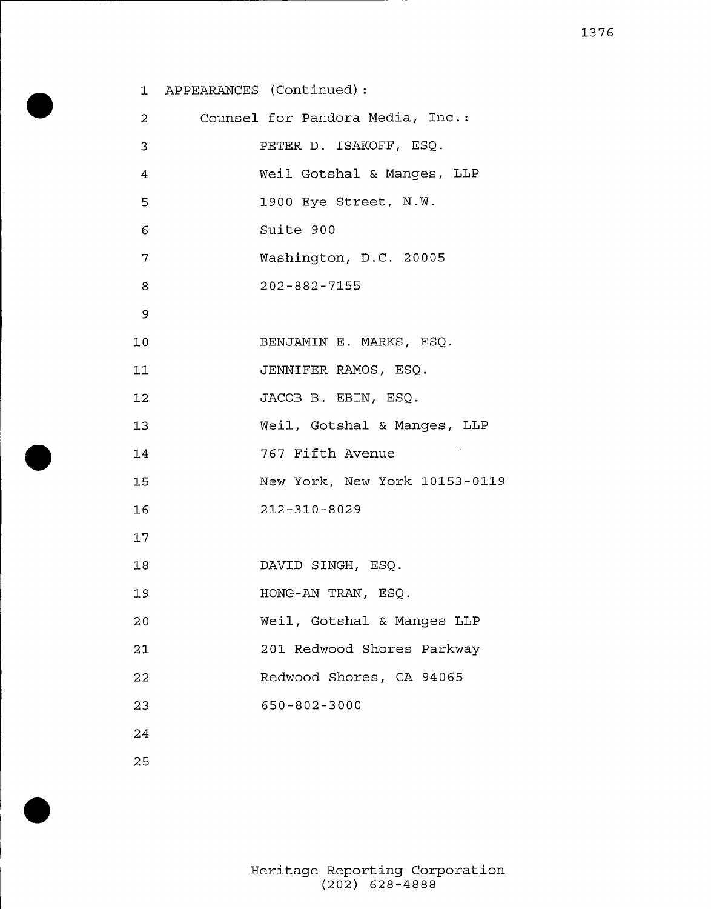APPEARANCES (Continued):

Counsel for Pandora Media, Inc.:

PETER D. ISAKOFF, ESQ.
Weil Gotshal & Manges, LLP
1900 Eye Street, N.W.
Suite 900
Washington, D.C. 20005
202-882-7155

BENJAMIN E. MARKS, ESQ.
JENNIFER RAMOS, ESQ.
JACOB B. EBIN, ESQ.
Weil, Gotshal & Manges, LLP
767 Fifth Avenue
New York, New York 10153-0119
212-310-8029

DAVID SINGH, ESQ.
HONG-AN TRAN, ESQ.
Weil, Gotshal & Manges LLP
201 Redwood Shores Parkway
Redwood Shores, CA 94065
650-802-3000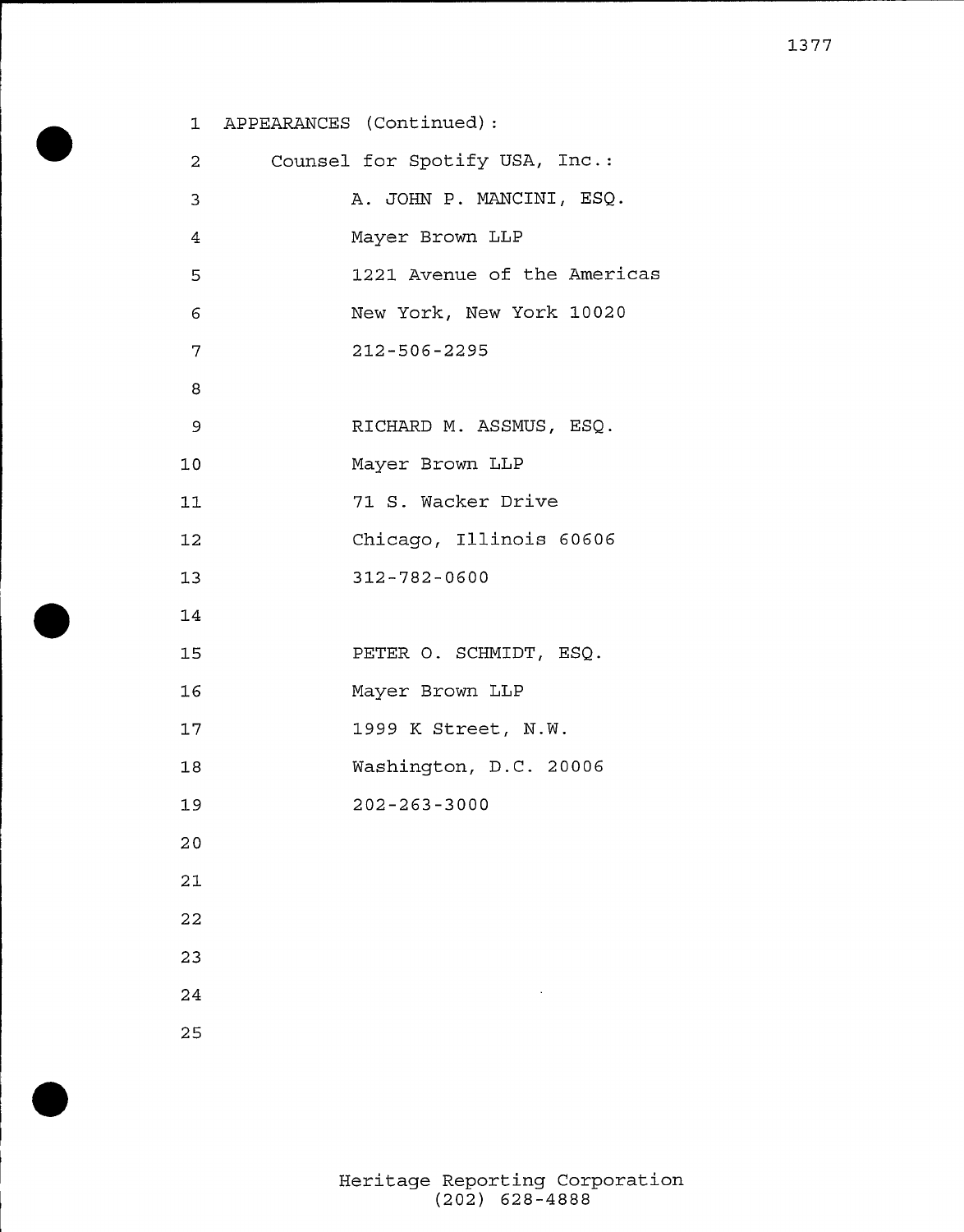APPEARANCES (Continued):

Counsel for Spotify USA, Inc.:

A. JOHN P. MANCINI, ESQ.
Mayer Brown LLP
1221 Avenue of the Americas
New York, New York 10020
212-506-2295

RICHARD M. ASSMUS, ESQ.
Mayer Brown LLP
71 S. Wacker Drive
Chicago, Illinois 60606
312-782-0600

PETER O. SCHMIDT, ESQ.
Mayer Brown LLP
1999 K Street, N.W.
Washington, D.C. 20006
202-263-3000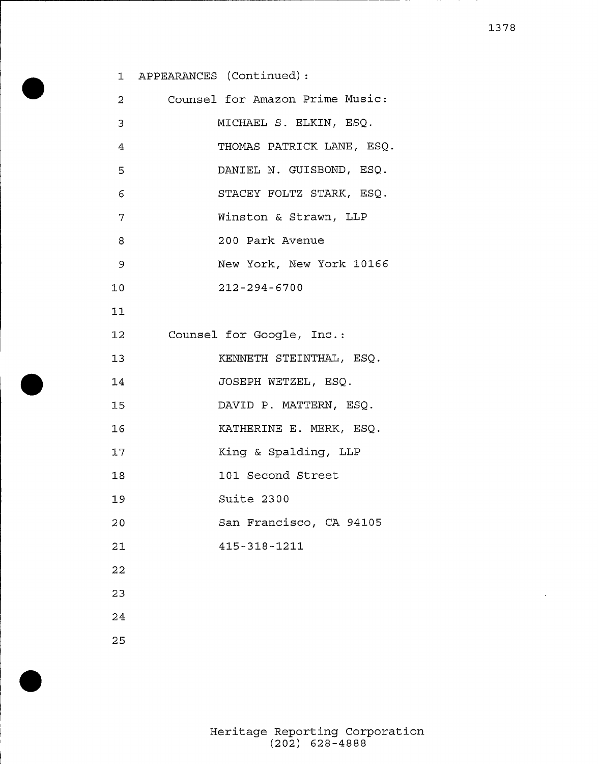APPEARANCES (Continued):

Counsel for Amazon Prime Music:

MICHAEL S. ELKIN, ESQ.
THOMAS PATRICK LANE, ESQ.
DANIEL N. GUISBOND, ESQ.
STACEY FOLTZ STARK, ESQ.
Winston & Strawn, LLP
200 Park Avenue
New York, New York 10166
212-294-6700

Counsel for Google, Inc.:

KENNETH STEINTHAL, ESQ.
JOSEPH WETZEL, ESQ.
DAVID P. MATTERN, ESQ.
KATHERINE E. MERK, ESQ.
King & Spalding, LLP
101 Second Street
Suite 2300
San Francisco, CA 94105
415-318-1211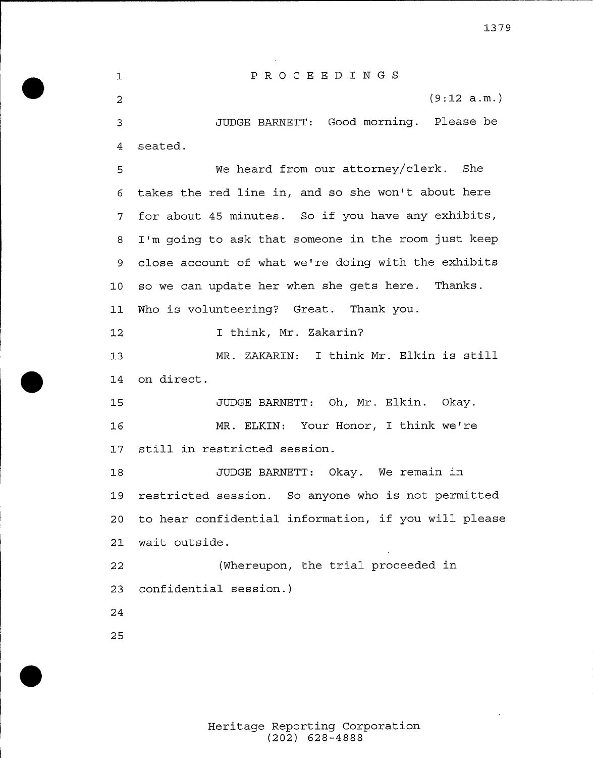PROCEEDINGS

(9:12 a.m.)

JUDGE BARNETT: Good morning. Please be seated.

We heard from our attorney/clerk. She takes the red line in, and so she won't about here for about 45 minutes. So if you have any exhibits, I'm going to ask that someone in the room just keep close account of what we're doing with the exhibits so we can update her when she gets here. Thanks. Who is volunteering? Great. Thank you.

I think, Mr. Zakarin?

MR. ZAKARIN: I think Mr. Elkin is still on direct.

JUDGE BARNETT: Oh, Mr. Elkin. Okay.

MR. ELKIN: Your Honor, I think we're still in restricted session.

JUDGE BARNETT: Okay. We remain in restricted session. So anyone who is not permitted to hear confidential information, if you will please wait outside.

(Whereupon, the trial proceeded in confidential session.)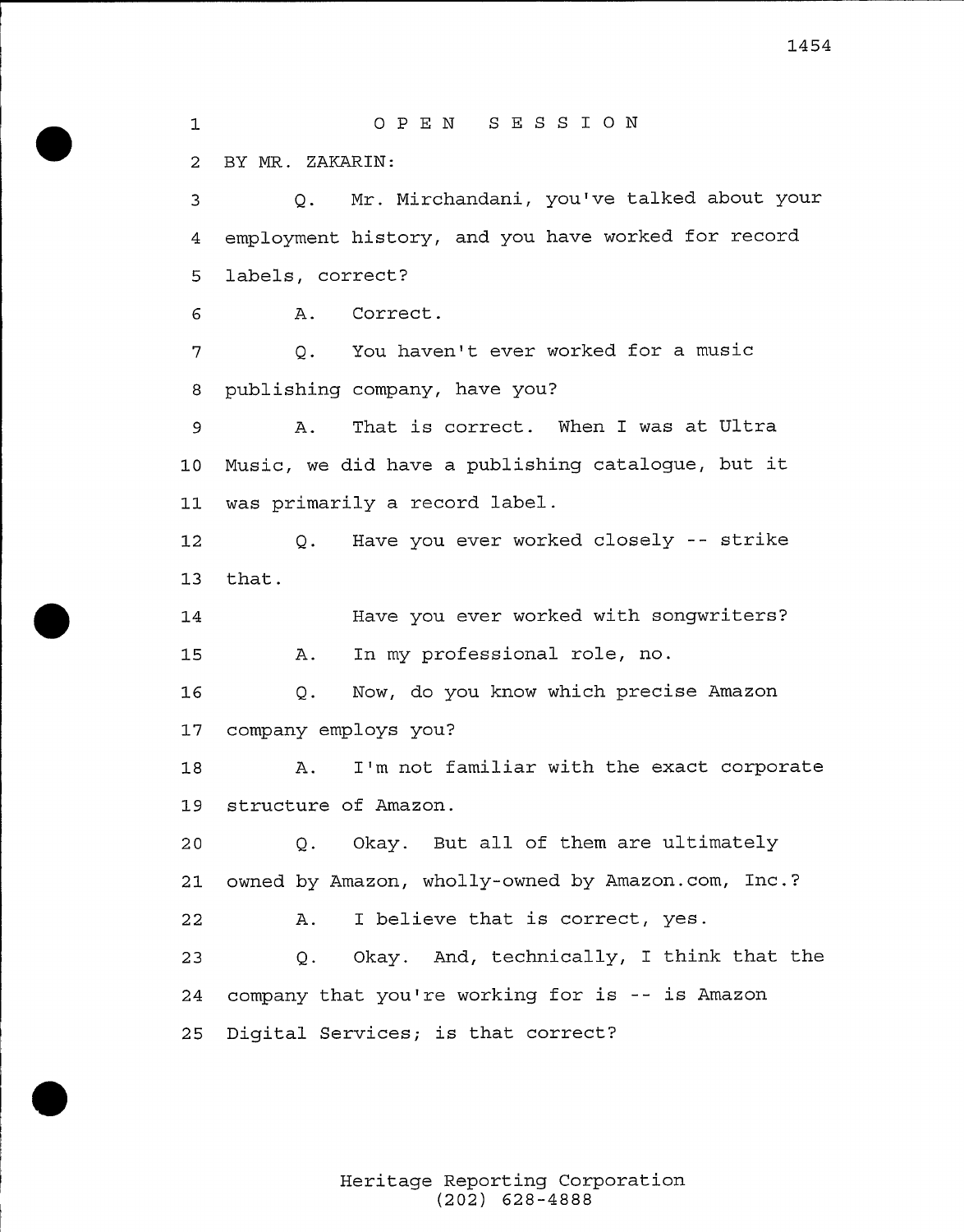OPEN SESSION

BY MR. ZAKARIN:

Q. Mr. Mirchandani, you've talked about your employment history, and you have worked for record labels, correct?

A. Correct.

Q. You haven't ever worked for a music publishing company, have you?

A. That is correct. When I was at Ultra Music, we did have a publishing catalogue, but it was primarily a record label.

Q. Have you ever worked closely -- strike that.

Have you ever worked with songwriters?

A. In my professional role, no.

Q. Now, do you know which precise Amazon company employs you?

A. I'm not familiar with the exact corporate structure of Amazon.

Q. Okay. But all of them are ultimately owned by Amazon, wholly-owned by Amazon.com, Inc.?

A. I believe that is correct, yes.

Q. Okay. And, technically, I think that the company that you're working for is -- is Amazon Digital Services; is that correct?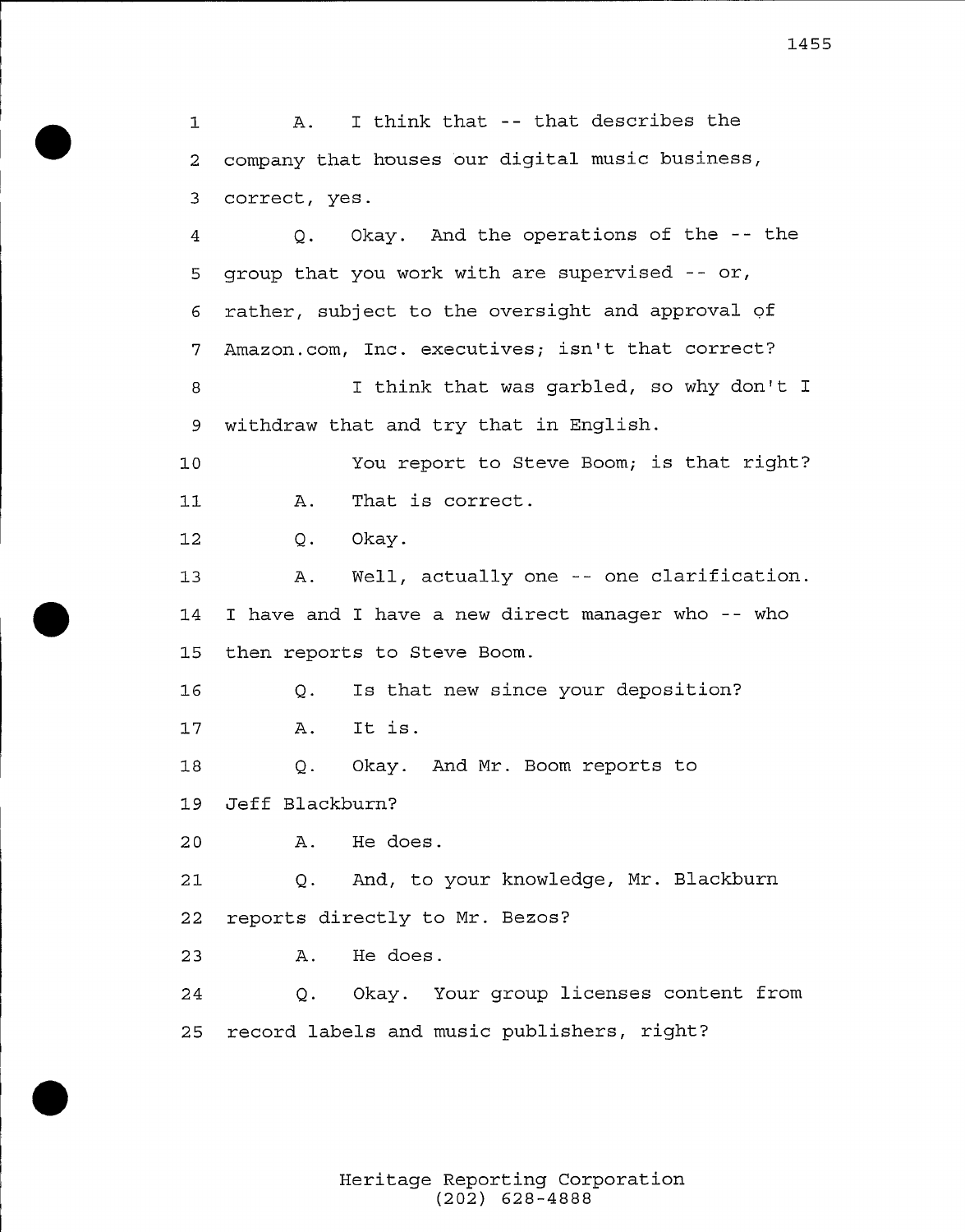1 A. I think that -- that describes the
2 company that houses our digital music business,
3 correct, yes.
4 Q. Okay. And the operations of the -- the
5 group that you work with are supervised -- or,
6 rather, subject to the oversight and approval of
7 Amazon.com, Inc. executives; isn't that correct?
8 I think that was garbled, so why don't I
9 withdraw that and try that in English.
10 You report to Steve Boom; is that right?
11 A. That is correct.
12 Q. Okay.
13 A. Well, actually one -- one clarification.
14 I have and I have a new direct manager who -- who
15 then reports to Steve Boom.
16 Q. Is that new since your deposition?
17 A. It is.
18 Q. Okay. And Mr. Boom reports to
19 Jeff Blackburn?
20 A. He does.
21 Q. And, to your knowledge, Mr. Blackburn
22 reports directly to Mr. Bezos?
23 A. He does.
24 Q. Okay. Your group licenses content from
25 record labels and music publishers, right?

Heritage Reporting Corporation
(202) 628-4888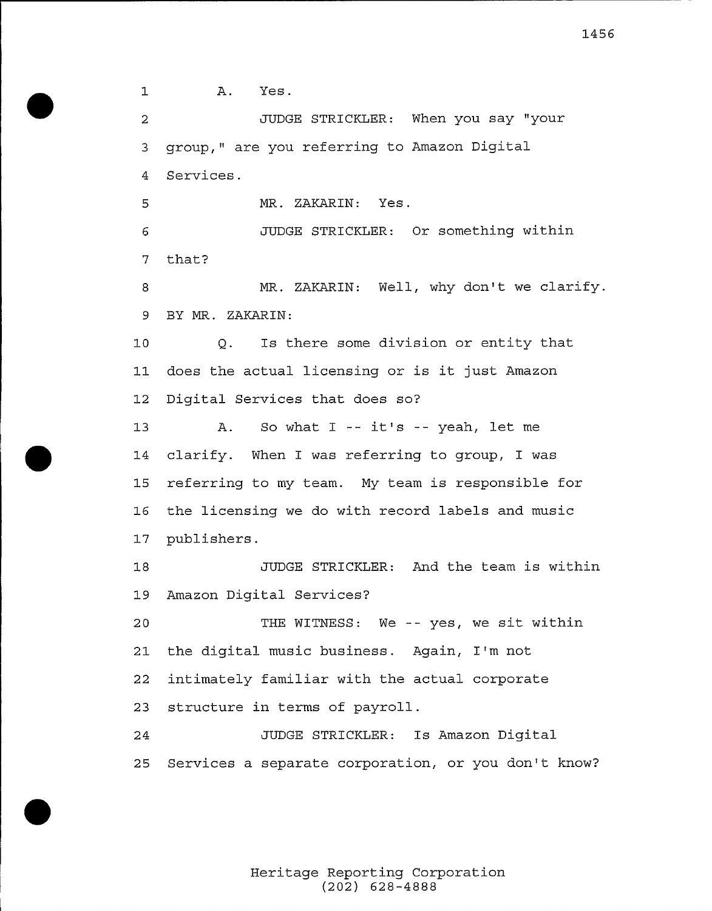1 A. Yes.

2 JUDGE STRICKLER: When you say "your

3 group," are you referring to Amazon Digital

4 Services.

5 MR. ZAKARIN: Yes.

6 JUDGE STRICKLER: Or something within

7 that?

8 MR. ZAKARIN: Well, why don't we clarify.

9 BY MR. ZAKARIN:

10 Q. Is there some division or entity that

11 does the actual licensing or is it just Amazon

12 Digital Services that does so?

13 A. So what I -- it's -- yeah, let me

14 clarify. When I was referring to group, I was

15 referring to my team. My team is responsible for

16 the licensing we do with record labels and music

17 publishers.

18 JUDGE STRICKLER: And the team is within

19 Amazon Digital Services?

20 THE WITNESS: We -- yes, we sit within

21 the digital music business. Again, I'm not

22 intimately familiar with the actual corporate

23 structure in terms of payroll.

24 JUDGE STRICKLER: Is Amazon Digital

25 Services a separate corporation, or you don't know?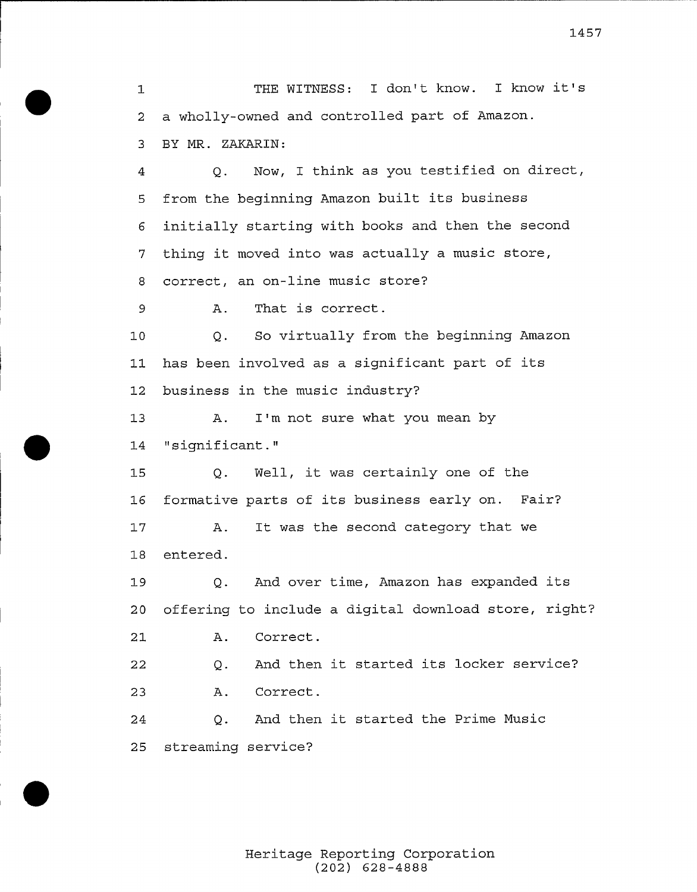1 THE WITNESS: I don't know. I know it's
2 a wholly-owned and controlled part of Amazon.
3 BY MR. ZAKARIN:
4 Q. Now, I think as you testified on direct,
5 from the beginning Amazon built its business
6 initially starting with books and then the second
7 thing it moved into was actually a music store,
8 correct, an on-line music store?
9 A. That is correct.
10 Q. So virtually from the beginning Amazon
11 has been involved as a significant part of its
12 business in the music industry?
13 A. I'm not sure what you mean by
14 "significant."
15 Q. Well, it was certainly one of the
16 formative parts of its business early on. Fair?
17 A. It was the second category that we
18 entered.
19 Q. And over time, Amazon has expanded its
20 offering to include a digital download store, right?
21 A. Correct.
22 Q. And then it started its locker service?
23 A. Correct.
24 Q. And then it started the Prime Music
25 streaming service?

Heritage Reporting Corporation
(202) 628-4888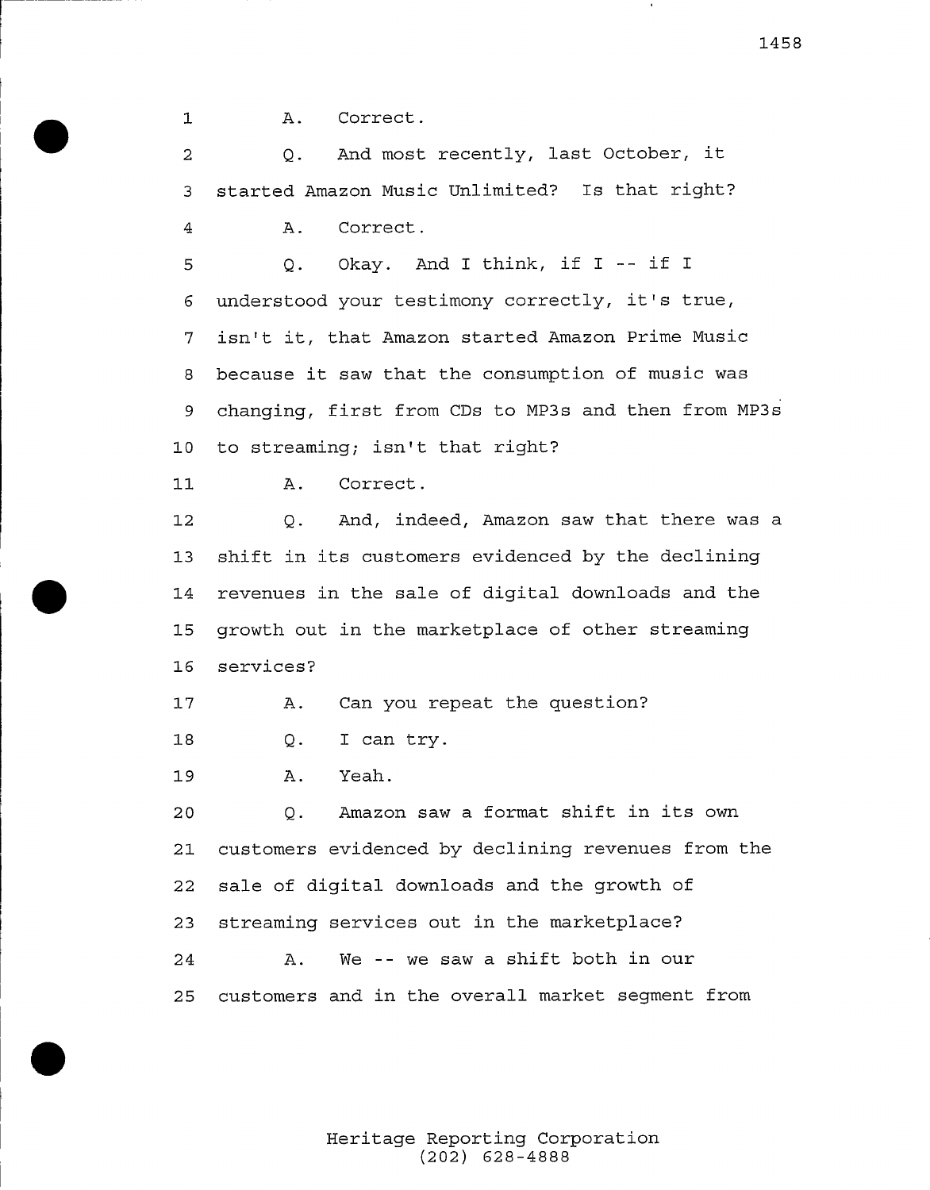1 A. Correct.

2 Q. And most recently, last October, it

3 started Amazon Music Unlimited? Is that right?

4 A. Correct.

5 Q. Okay. And I think, if I -- if I

6 understood your testimony correctly, it's true,

7 isn't it, that Amazon started Amazon Prime Music

8 because it saw that the consumption of music was

9 changing, first from CDs to MP3s and then from MP3s

10 to streaming; isn't that right?

11 A. Correct.

12 Q. And, indeed, Amazon saw that there was a

13 shift in its customers evidenced by the declining

14 revenues in the sale of digital downloads and the

15 growth out in the marketplace of other streaming

16 services?

17 A. Can you repeat the question?

18 Q. I can try.

19 A. Yeah.

20 Q. Amazon saw a format shift in its own

21 customers evidenced by declining revenues from the

22 sale of digital downloads and the growth of

23 streaming services out in the marketplace?

24 A. We -- we saw a shift both in our

25 customers and in the overall market segment from

Heritage Reporting Corporation
(202) 628-4888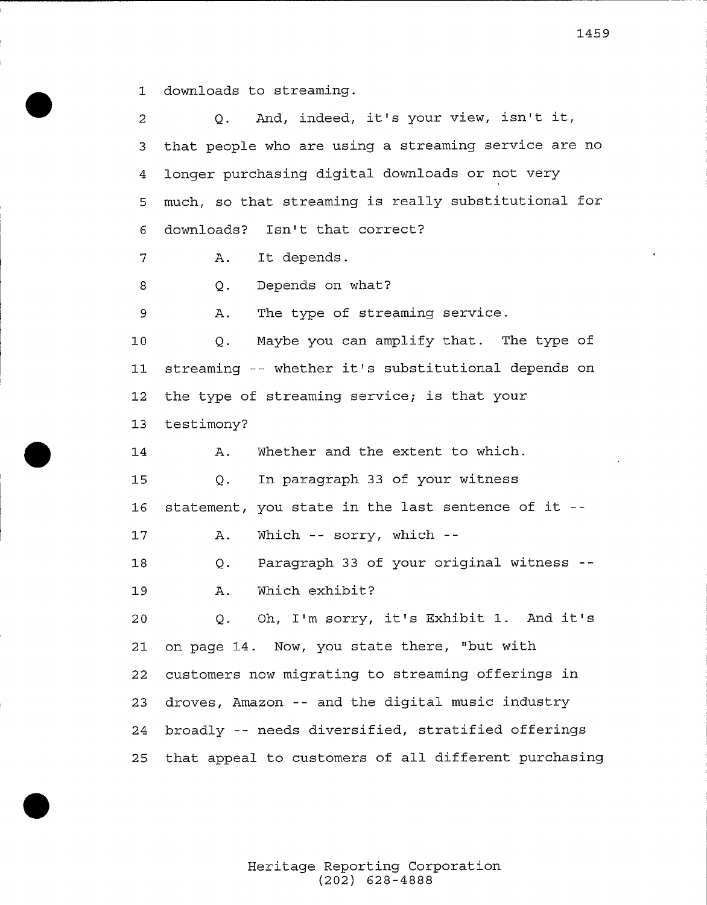1 downloads to streaming.

2 Q. And, indeed, it's your view, isn't it,

3 that people who are using a streaming service are no

4 longer purchasing digital downloads or not very

5 much, so that streaming is really substitutional for

6 downloads? Isn't that correct?

7 A. It depends.

8 Q. Depends on what?

9 A. The type of streaming service.

10 Q. Maybe you can amplify that. The type of

11 streaming -- whether it's substitutional depends on

12 the type of streaming service; is that your

13 testimony?

14 A. Whether and the extent to which.

15 Q. In paragraph 33 of your witness

16 statement, you state in the last sentence of it --

17 A. Which -- sorry, which --

18 Q. Paragraph 33 of your original witness --

19 A. Which exhibit?

20 Q. Oh, I'm sorry, it's Exhibit 1. And it's

21 on page 14. Now, you state there, "but with

22 customers now migrating to streaming offerings in

23 droves, Amazon -- and the digital music industry

24 broadly -- needs diversified, stratified offerings

25 that appeal to customers of all different purchasing

Heritage Reporting Corporation
(202) 628-4888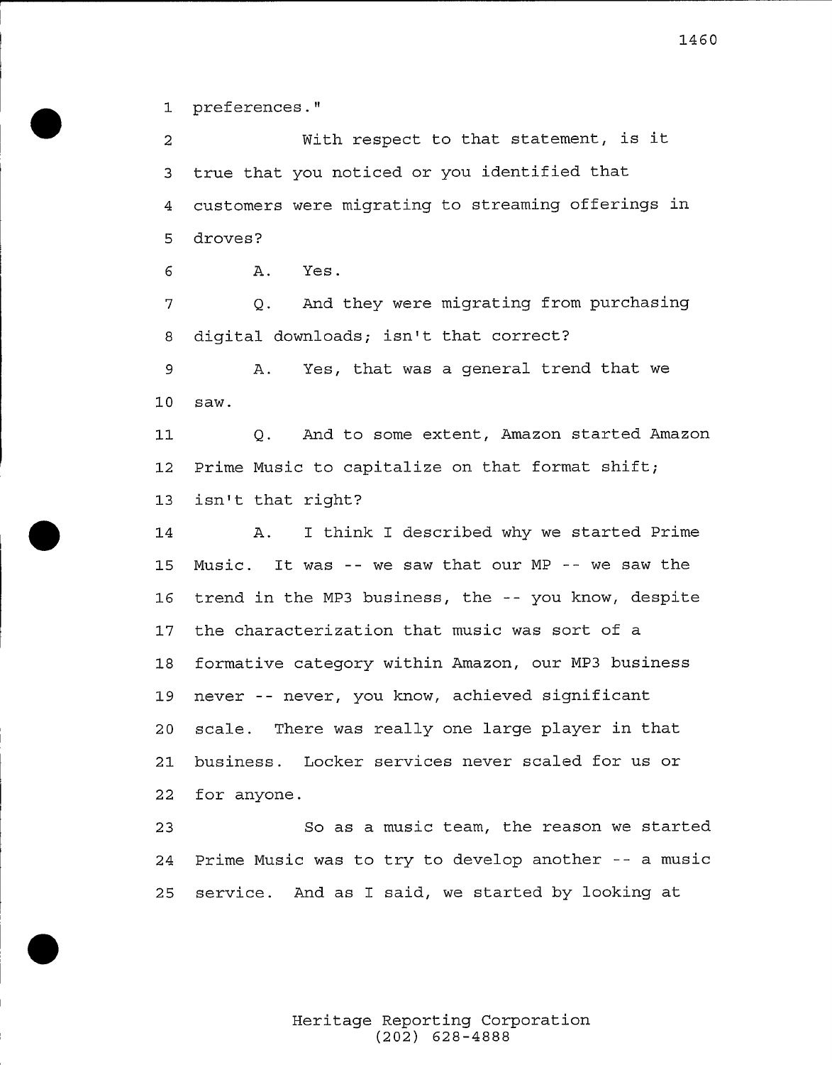1 preferences."

2 With respect to that statement, is it
3 true that you noticed or you identified that
4 customers were migrating to streaming offerings in
5 droves?

6 A. Yes.

7 Q. And they were migrating from purchasing
8 digital downloads; isn't that correct?

9 A. Yes, that was a general trend that we
10 saw.

11 Q. And to some extent, Amazon started Amazon
12 Prime Music to capitalize on that format shift;
13 isn't that right?

14 A. I think I described why we started Prime
15 Music. It was -- we saw that our MP -- we saw the
16 trend in the MP3 business, the -- you know, despite
17 the characterization that music was sort of a
18 formative category within Amazon, our MP3 business
19 never -- never, you know, achieved significant
20 scale. There was really one large player in that
21 business. Locker services never scaled for us or
22 for anyone.

23 So as a music team, the reason we started
24 Prime Music was to try to develop another -- a music
25 service. And as I said, we started by looking at

Heritage Reporting Corporation
(202) 628-4888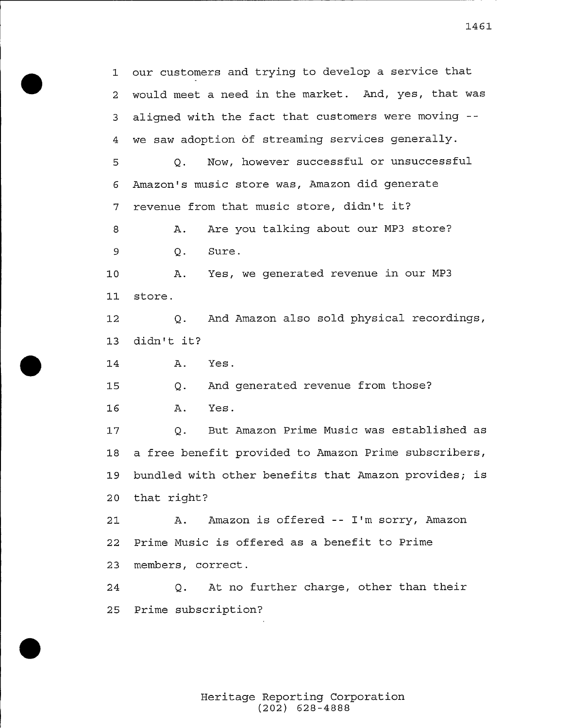1 our customers and trying to develop a service that
2 would meet a need in the market. And, yes, that was
3 aligned with the fact that customers were moving --
4 we saw adoption of streaming services generally.

5 Q. Now, however successful or unsuccessful
6 Amazon's music store was, Amazon did generate
7 revenue from that music store, didn't it?

8 A. Are you talking about our MP3 store?

9 Q. Sure.

10 A. Yes, we generated revenue in our MP3
11 store.

12 Q. And Amazon also sold physical recordings,
13 didn't it?

14 A. Yes.

15 Q. And generated revenue from those?

16 A. Yes.

17 Q. But Amazon Prime Music was established as
18 a free benefit provided to Amazon Prime subscribers,
19 bundled with other benefits that Amazon provides; is
20 that right?

21 A. Amazon is offered -- I'm sorry, Amazon
22 Prime Music is offered as a benefit to Prime
23 members, correct.

24 Q. At no further charge, other than their
25 Prime subscription?

Heritage Reporting Corporation
(202) 628-4888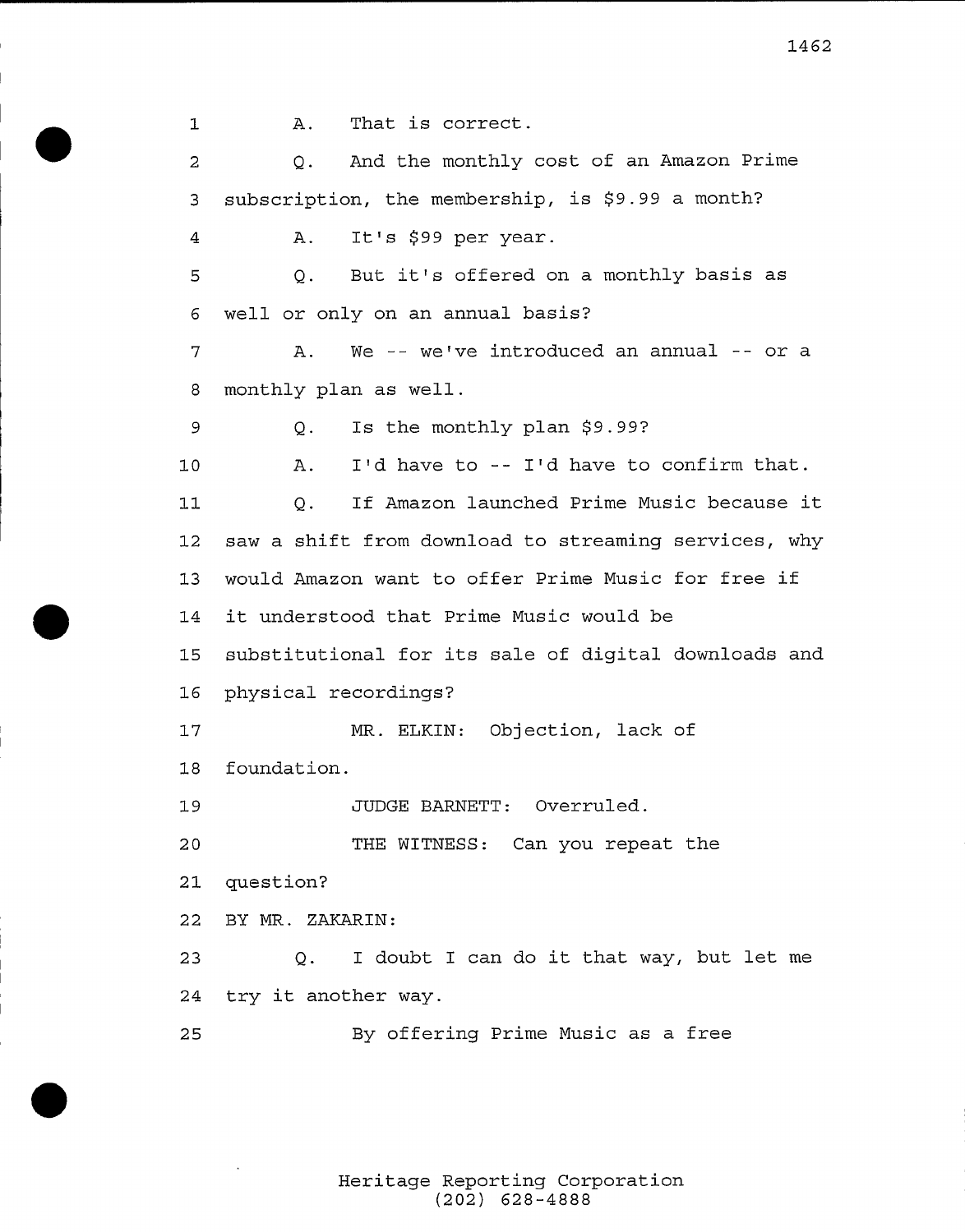1 A. That is correct.

2 Q. And the monthly cost of an Amazon Prime

3 subscription, the membership, is $9.99 a month?

4 A. It's $99 per year.

5 Q. But it's offered on a monthly basis as

6 well or only on an annual basis?

7 A. We -- we've introduced an annual -- or a

8 monthly plan as well.

9 Q. Is the monthly plan $9.99?

10 A. I'd have to -- I'd have to confirm that.

11 Q. If Amazon launched Prime Music because it

12 saw a shift from download to streaming services, why

13 would Amazon want to offer Prime Music for free if

14 it understood that Prime Music would be

15 substitutional for its sale of digital downloads and

16 physical recordings?

17 MR. ELKIN: Objection, lack of

18 foundation.

19 JUDGE BARNETT: Overruled.

20 THE WITNESS: Can you repeat the

21 question?

22 BY MR. ZAKARIN:

23 Q. I doubt I can do it that way, but let me

24 try it another way.

25 By offering Prime Music as a free

Heritage Reporting Corporation
(202) 628-4888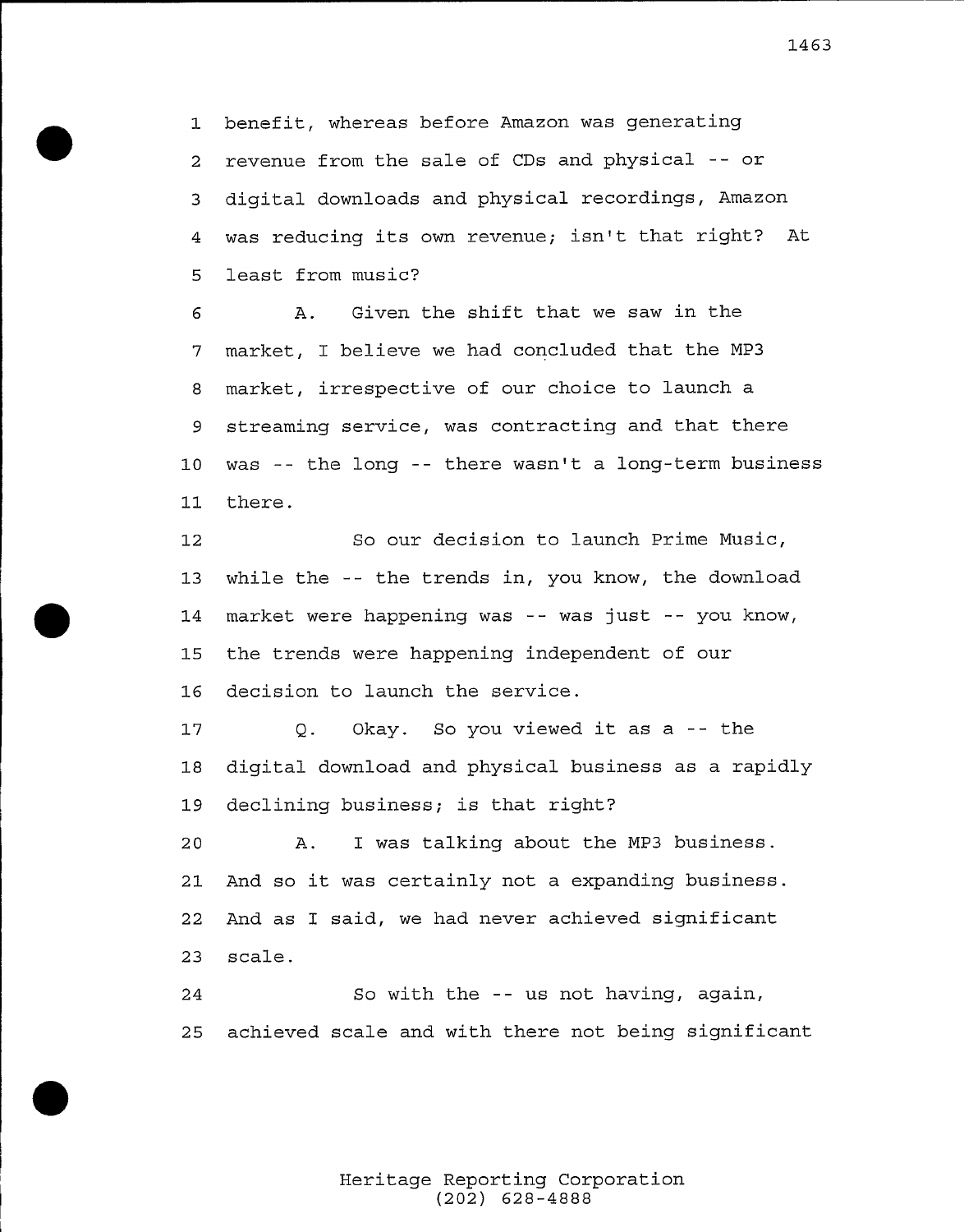1 benefit, whereas before Amazon was generating
2 revenue from the sale of CDs and physical -- or
3 digital downloads and physical recordings, Amazon
4 was reducing its own revenue; isn't that right? At
5 least from music?

6 A. Given the shift that we saw in the
7 market, I believe we had concluded that the MP3
8 market, irrespective of our choice to launch a
9 streaming service, was contracting and that there
10 was -- the long -- there wasn't a long-term business
11 there.

12 So our decision to launch Prime Music,
13 while the -- the trends in, you know, the download
14 market were happening was -- was just -- you know,
15 the trends were happening independent of our
16 decision to launch the service.

17 Q. Okay. So you viewed it as a -- the
18 digital download and physical business as a rapidly
19 declining business; is that right?

20 A. I was talking about the MP3 business.
21 And so it was certainly not a expanding business.
22 And as I said, we had never achieved significant
23 scale.

24 So with the -- us not having, again,
25 achieved scale and with there not being significant

Heritage Reporting Corporation
(202) 628-4888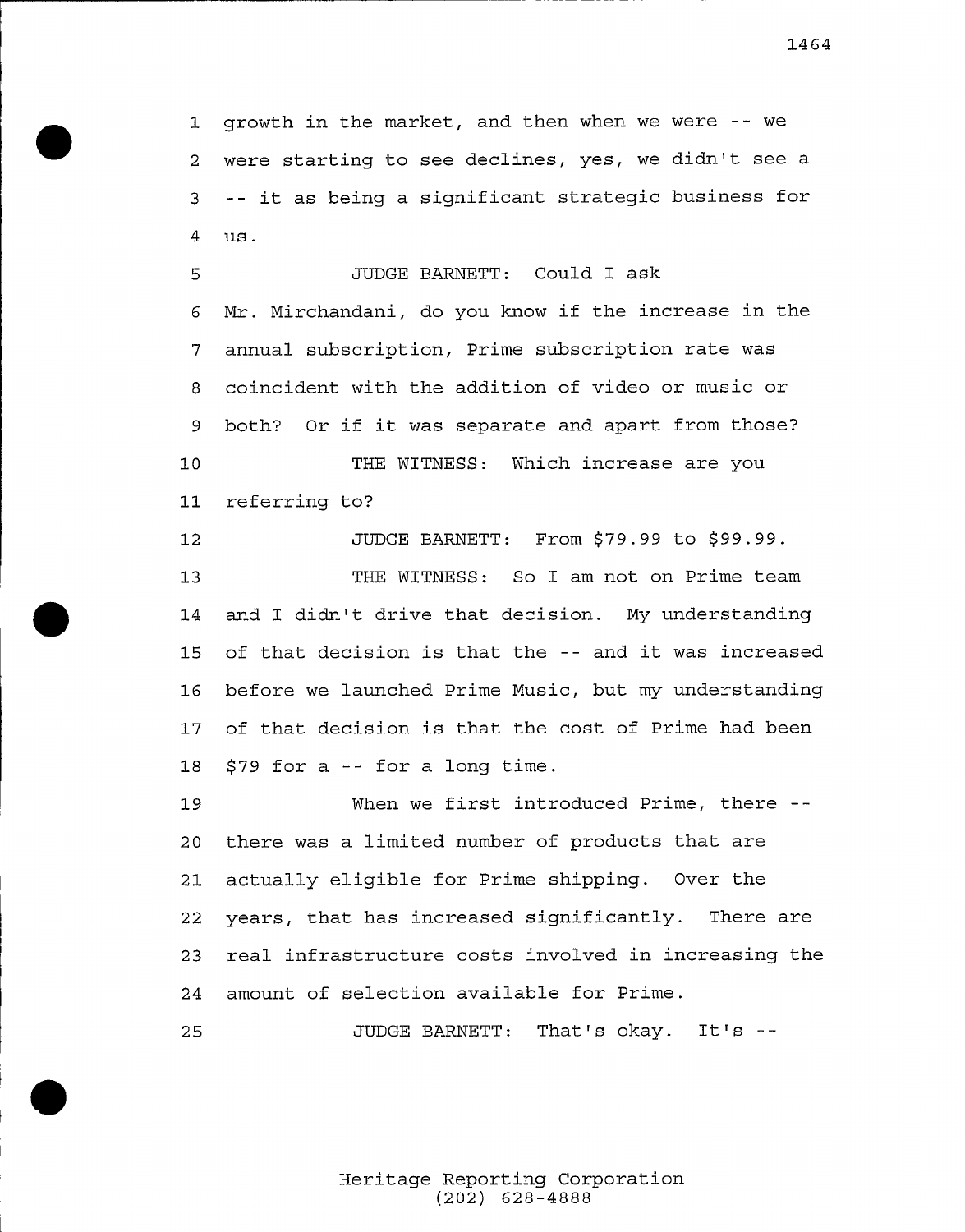growth in the market, and then when we were -- we were starting to see declines, yes, we didn't see a -- it as being a significant strategic business for us.

JUDGE BARNETT: Could I ask Mr. Mirchandani, do you know if the increase in the annual subscription, Prime subscription rate was coincident with the addition of video or music or both? Or if it was separate and apart from those?

THE WITNESS: Which increase are you referring to?

JUDGE BARNETT: From $79.99 to $99.99.

THE WITNESS: So I am not on Prime team and I didn't drive that decision. My understanding of that decision is that the -- and it was increased before we launched Prime Music, but my understanding of that decision is that the cost of Prime had been $79 for a -- for a long time.

When we first introduced Prime, there -- there was a limited number of products that are actually eligible for Prime shipping. Over the years, that has increased significantly. There are real infrastructure costs involved in increasing the amount of selection available for Prime.

JUDGE BARNETT: That's okay. It's --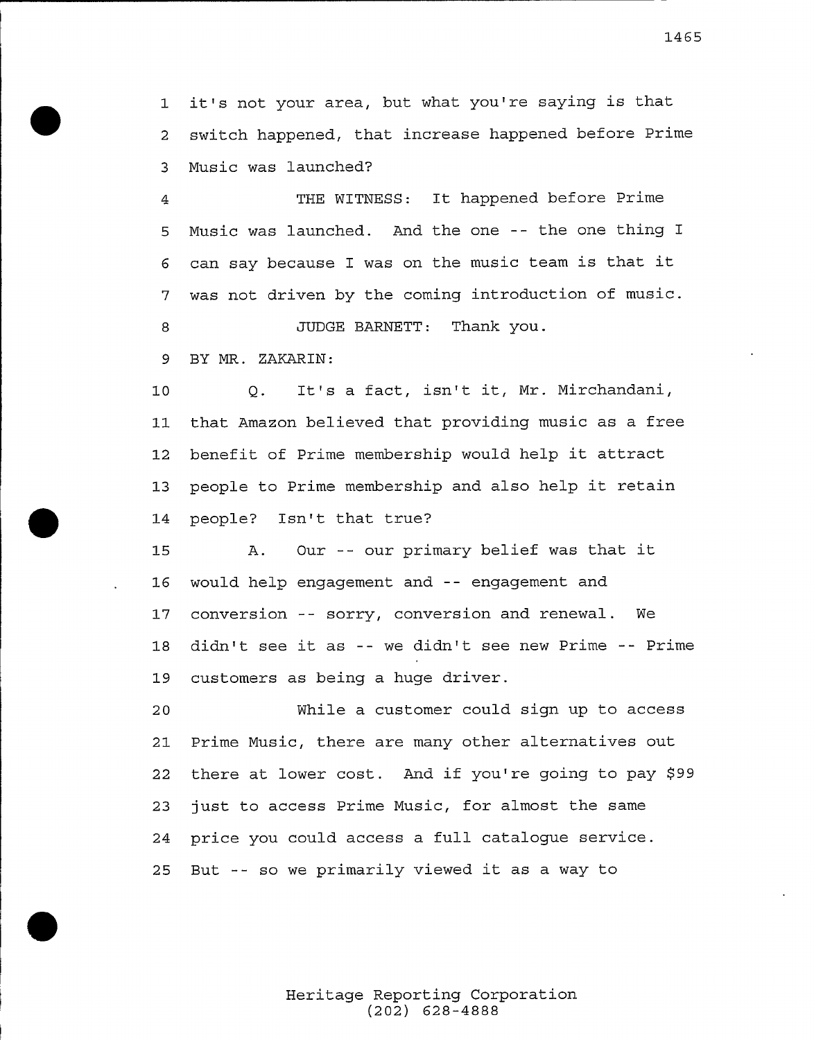1 it's not your area, but what you're saying is that
2 switch happened, that increase happened before Prime
3 Music was launched?

4 THE WITNESS: It happened before Prime
5 Music was launched. And the one -- the one thing I
6 can say because I was on the music team is that it
7 was not driven by the coming introduction of music.

8 JUDGE BARNETT: Thank you.

9 BY MR. ZAKARIN:

10 Q. It's a fact, isn't it, Mr. Mirchandani,
11 that Amazon believed that providing music as a free
12 benefit of Prime membership would help it attract
13 people to Prime membership and also help it retain
14 people? Isn't that true?

15 A. Our -- our primary belief was that it
16 would help engagement and -- engagement and
17 conversion -- sorry, conversion and renewal. We
18 didn't see it as -- we didn't see new Prime -- Prime
19 customers as being a huge driver.

20 While a customer could sign up to access
21 Prime Music, there are many other alternatives out
22 there at lower cost. And if you're going to pay $99
23 just to access Prime Music, for almost the same
24 price you could access a full catalogue service.
25 But -- so we primarily viewed it as a way to

Heritage Reporting Corporation
(202) 628-4888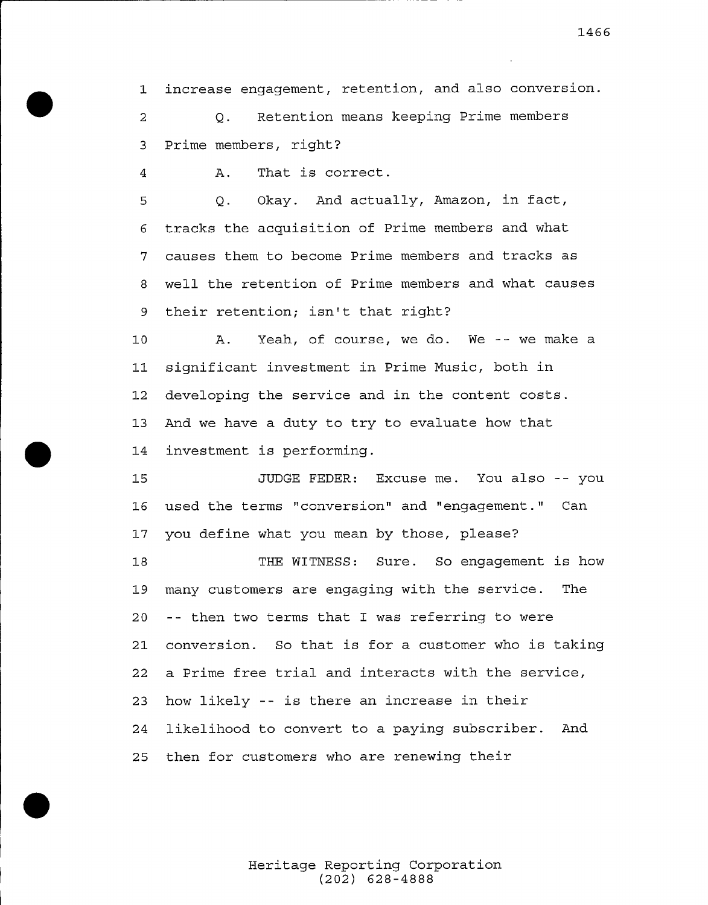1 increase engagement, retention, and also conversion.

2 Q. Retention means keeping Prime members

3 Prime members, right?

4 A. That is correct.

5 Q. Okay. And actually, Amazon, in fact,

6 tracks the acquisition of Prime members and what

7 causes them to become Prime members and tracks as

8 well the retention of Prime members and what causes

9 their retention; isn't that right?

10 A. Yeah, of course, we do. We -- we make a

11 significant investment in Prime Music, both in

12 developing the service and in the content costs.

13 And we have a duty to try to evaluate how that

14 investment is performing.

15 JUDGE FEDER: Excuse me. You also -- you

16 used the terms "conversion" and "engagement." Can

17 you define what you mean by those, please?

18 THE WITNESS: Sure. So engagement is how

19 many customers are engaging with the service. The

20 -- then two terms that I was referring to were

21 conversion. So that is for a customer who is taking

22 a Prime free trial and interacts with the service,

23 how likely -- is there an increase in their

24 likelihood to convert to a paying subscriber. And

25 then for customers who are renewing their

Heritage Reporting Corporation
(202) 628-4888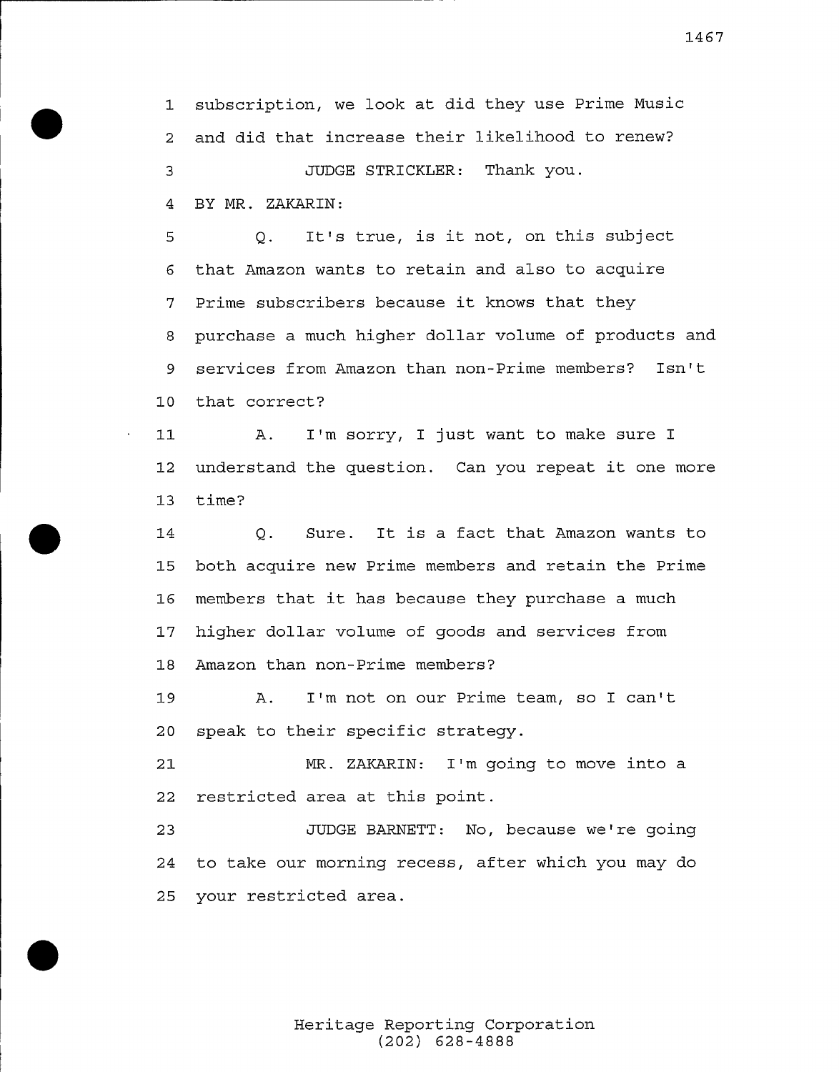1 subscription, we look at did they use Prime Music
2 and did that increase their likelihood to renew?

3 JUDGE STRICKLER: Thank you.

4 BY MR. ZAKARIN:

5 Q. It's true, is it not, on this subject
6 that Amazon wants to retain and also to acquire
7 Prime subscribers because it knows that they
8 purchase a much higher dollar volume of products and
9 services from Amazon than non-Prime members? Isn't
10 that correct?

11 A. I'm sorry, I just want to make sure I
12 understand the question. Can you repeat it one more
13 time?

14 Q. Sure. It is a fact that Amazon wants to
15 both acquire new Prime members and retain the Prime
16 members that it has because they purchase a much
17 higher dollar volume of goods and services from
18 Amazon than non-Prime members?

19 A. I'm not on our Prime team, so I can't
20 speak to their specific strategy.

21 MR. ZAKARIN: I'm going to move into a
22 restricted area at this point.

23 JUDGE BARNETT: No, because we're going
24 to take our morning recess, after which you may do
25 your restricted area.

Heritage Reporting Corporation
(202) 628-4888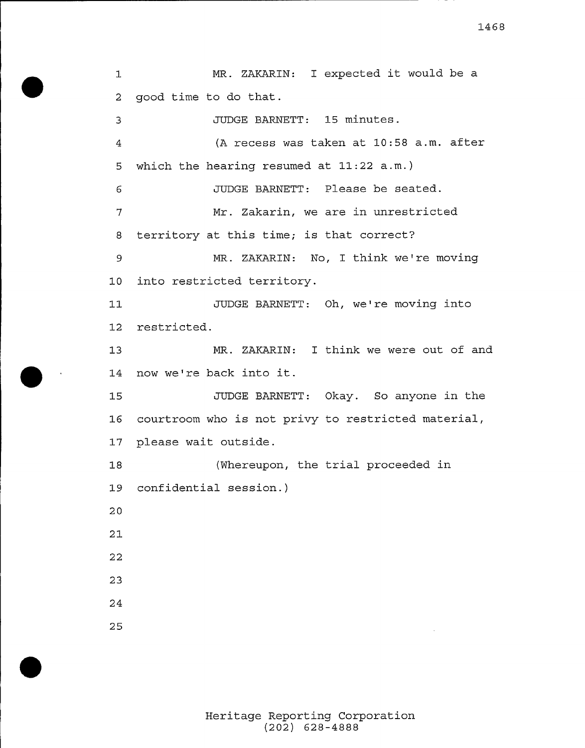MR. ZAKARIN: I expected it would be a good time to do that.

JUDGE BARNETT: 15 minutes.

(A recess was taken at 10:58 a.m. after which the hearing resumed at 11:22 a.m.)

JUDGE BARNETT: Please be seated.

Mr. Zakarin, we are in unrestricted territory at this time; is that correct?

MR. ZAKARIN: No, I think we're moving into restricted territory.

JUDGE BARNETT: Oh, we're moving into restricted.

MR. ZAKARIN: I think we were out of and now we're back into it.

JUDGE BARNETT: Okay. So anyone in the courtroom who is not privy to restricted material, please wait outside.

(Whereupon, the trial proceeded in confidential session.)

Heritage Reporting Corporation
(202) 628-4888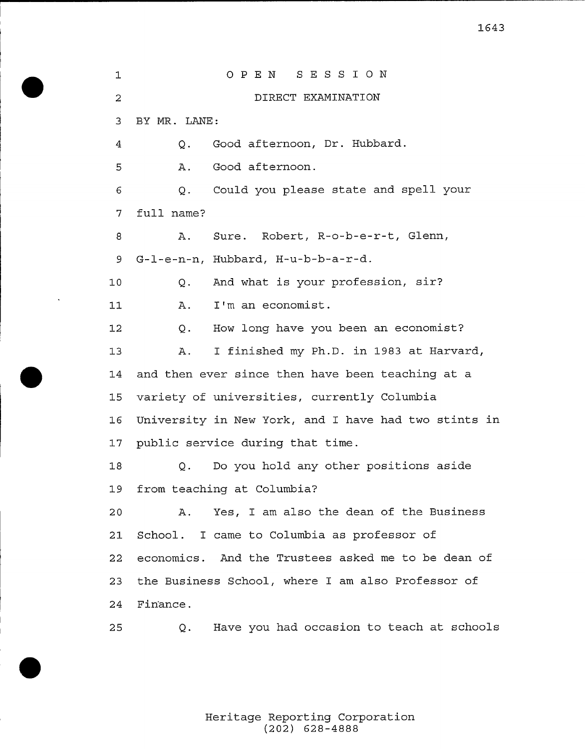OPEN SESSION

DIRECT EXAMINATION

BY MR. LANE:

Q. Good afternoon, Dr. Hubbard.

A. Good afternoon.

Q. Could you please state and spell your full name?

A. Sure. Robert, R-o-b-e-r-t, Glenn, G-l-e-n-n, Hubbard, H-u-b-b-a-r-d.

Q. And what is your profession, sir?

A. I'm an economist.

Q. How long have you been an economist?

A. I finished my Ph.D. in 1983 at Harvard, and then ever since then have been teaching at a variety of universities, currently Columbia University in New York, and I have had two stints in public service during that time.

Q. Do you hold any other positions aside from teaching at Columbia?

A. Yes, I am also the dean of the Business School. I came to Columbia as professor of economics. And the Trustees asked me to be dean of the Business School, where I am also Professor of Finance.

Q. Have you had occasion to teach at schools

Heritage Reporting Corporation
(202) 628-4888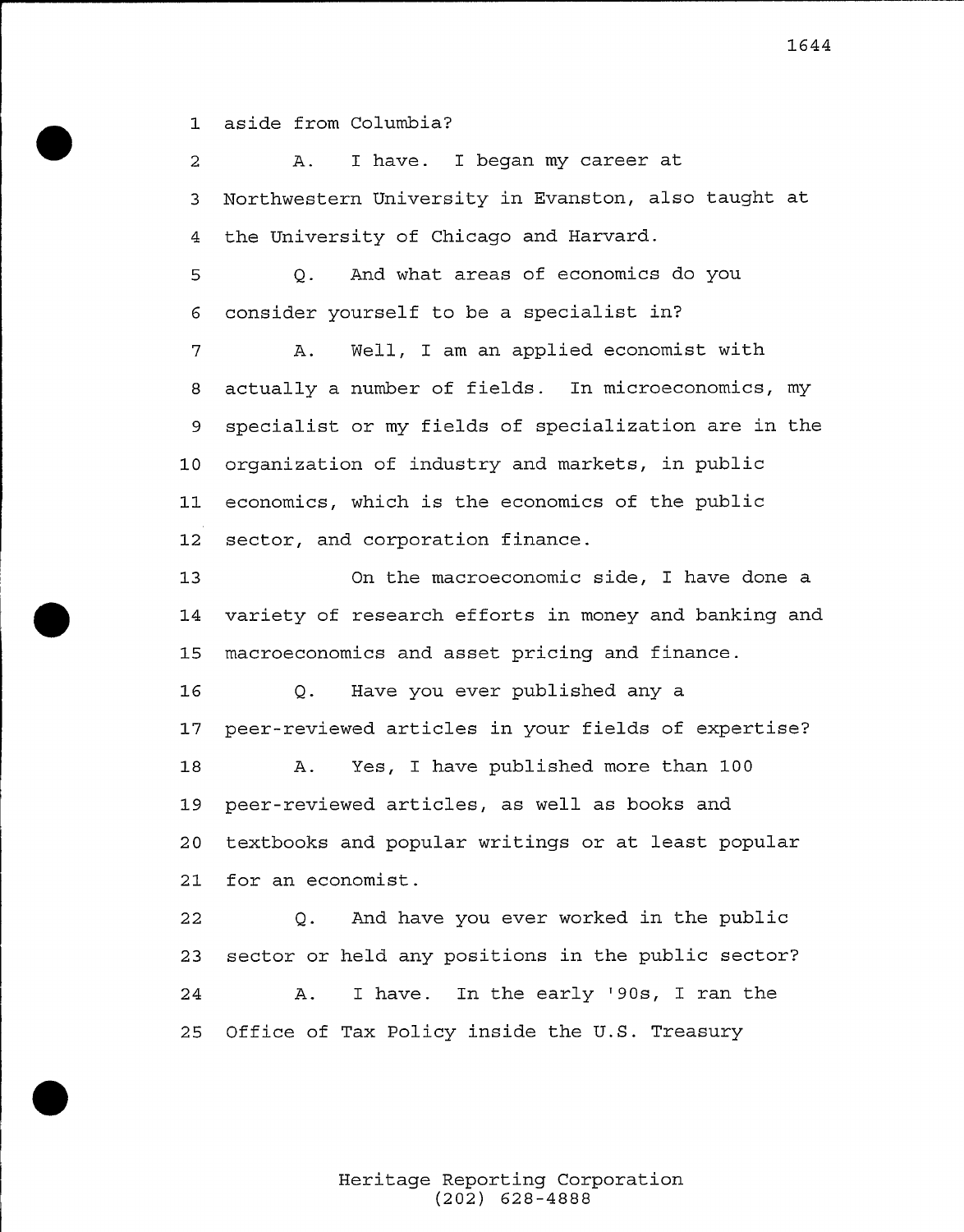1 aside from Columbia?

2 A. I have. I began my career at

3 Northwestern University in Evanston, also taught at

4 the University of Chicago and Harvard.

5 Q. And what areas of economics do you

6 consider yourself to be a specialist in?

7 A. Well, I am an applied economist with

8 actually a number of fields. In microeconomics, my

9 specialist or my fields of specialization are in the

10 organization of industry and markets, in public

11 economics, which is the economics of the public

12 sector, and corporation finance.

13 On the macroeconomic side, I have done a

14 variety of research efforts in money and banking and

15 macroeconomics and asset pricing and finance.

16 Q. Have you ever published any a

17 peer-reviewed articles in your fields of expertise?

18 A. Yes, I have published more than 100

19 peer-reviewed articles, as well as books and

20 textbooks and popular writings or at least popular

21 for an economist.

22 Q. And have you ever worked in the public

23 sector or held any positions in the public sector?

24 A. I have. In the early '90s, I ran the

25 Office of Tax Policy inside the U.S. Treasury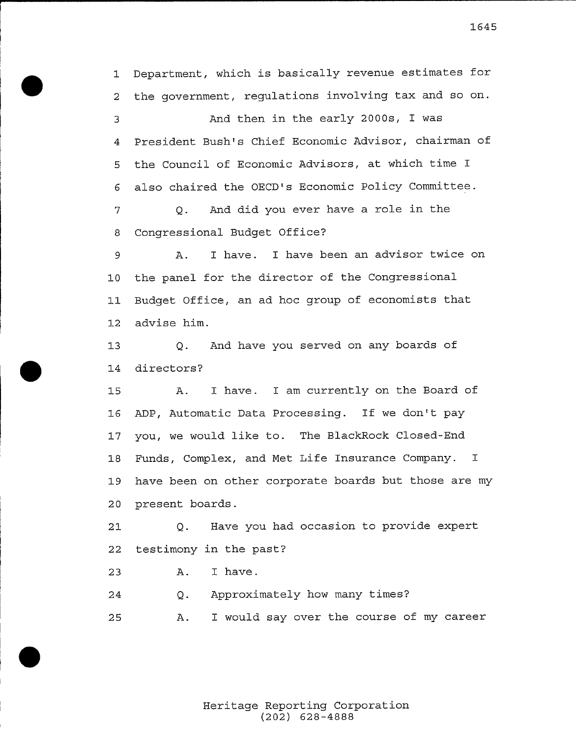1 Department, which is basically revenue estimates for
2 the government, regulations involving tax and so on.

3 And then in the early 2000s, I was
4 President Bush's Chief Economic Advisor, chairman of
5 the Council of Economic Advisors, at which time I
6 also chaired the OECD's Economic Policy Committee.

7 Q. And did you ever have a role in the
8 Congressional Budget Office?

9 A. I have. I have been an advisor twice on
10 the panel for the director of the Congressional
11 Budget Office, an ad hoc group of economists that
12 advise him.

13 Q. And have you served on any boards of
14 directors?

15 A. I have. I am currently on the Board of
16 ADP, Automatic Data Processing. If we don't pay
17 you, we would like to. The BlackRock Closed-End
18 Funds, Complex, and Met Life Insurance Company. I
19 have been on other corporate boards but those are my
20 present boards.

21 Q. Have you had occasion to provide expert
22 testimony in the past?

23 A. I have.

24 Q. Approximately how many times?

25 A. I would say over the course of my career

Heritage Reporting Corporation
(202) 628-4888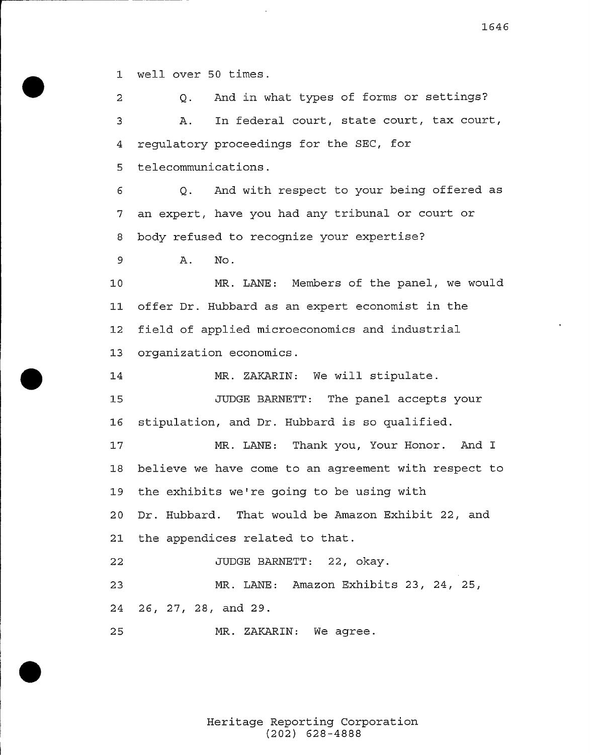1 well over 50 times.

2 Q. And in what types of forms or settings?

3 A. In federal court, state court, tax court,
4 regulatory proceedings for the SEC, for
5 telecommunications.

6 Q. And with respect to your being offered as
7 an expert, have you had any tribunal or court or
8 body refused to recognize your expertise?

9 A. No.

10 MR. LANE: Members of the panel, we would
11 offer Dr. Hubbard as an expert economist in the
12 field of applied microeconomics and industrial
13 organization economics.

14 MR. ZAKARIN: We will stipulate.

15 JUDGE BARNETT: The panel accepts your
16 stipulation, and Dr. Hubbard is so qualified.

17 MR. LANE: Thank you, Your Honor. And I
18 believe we have come to an agreement with respect to
19 the exhibits we're going to be using with
20 Dr. Hubbard. That would be Amazon Exhibit 22, and
21 the appendices related to that.

22 JUDGE BARNETT: 22, okay.

23 MR. LANE: Amazon Exhibits 23, 24, 25,
24 26, 27, 28, and 29.

25 MR. ZAKARIN: We agree.

Heritage Reporting Corporation
(202) 628-4888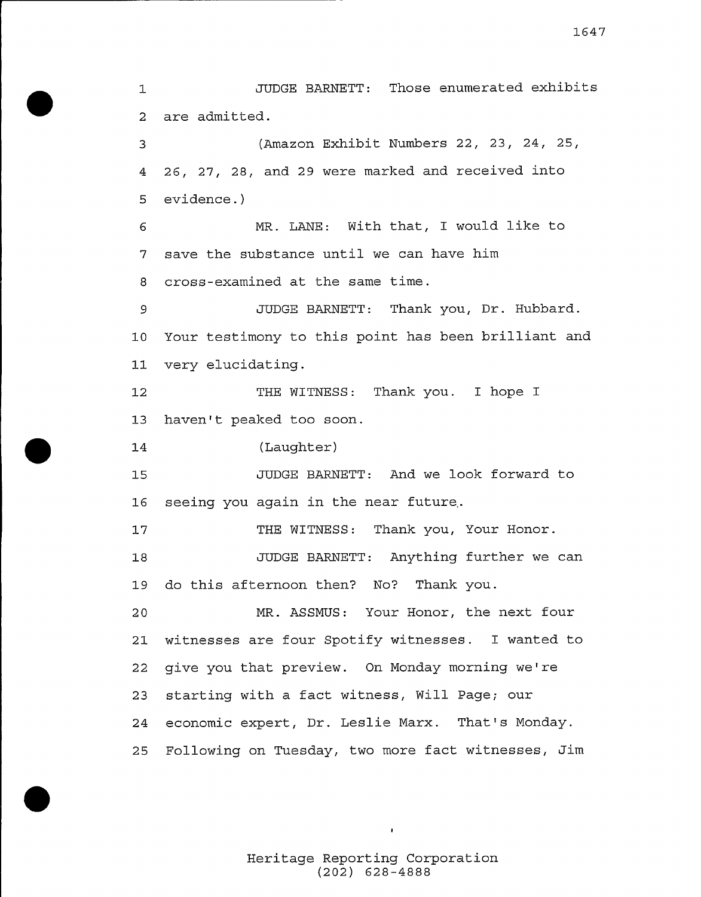1 JUDGE BARNETT: Those enumerated exhibits
2 are admitted.
3 (Amazon Exhibit Numbers 22, 23, 24, 25,
4 26, 27, 28, and 29 were marked and received into
5 evidence.)
6 MR. LANE: With that, I would like to
7 save the substance until we can have him
8 cross-examined at the same time.
9 JUDGE BARNETT: Thank you, Dr. Hubbard.
10 Your testimony to this point has been brilliant and
11 very elucidating.
12 THE WITNESS: Thank you. I hope I
13 haven't peaked too soon.
14 (Laughter)
15 JUDGE BARNETT: And we look forward to
16 seeing you again in the near future.
17 THE WITNESS: Thank you, Your Honor.
18 JUDGE BARNETT: Anything further we can
19 do this afternoon then? No? Thank you.
20 MR. ASSMUS: Your Honor, the next four
21 witnesses are four Spotify witnesses. I wanted to
22 give you that preview. On Monday morning we're
23 starting with a fact witness, Will Page; our
24 economic expert, Dr. Leslie Marx. That's Monday.
25 Following on Tuesday, two more fact witnesses, Jim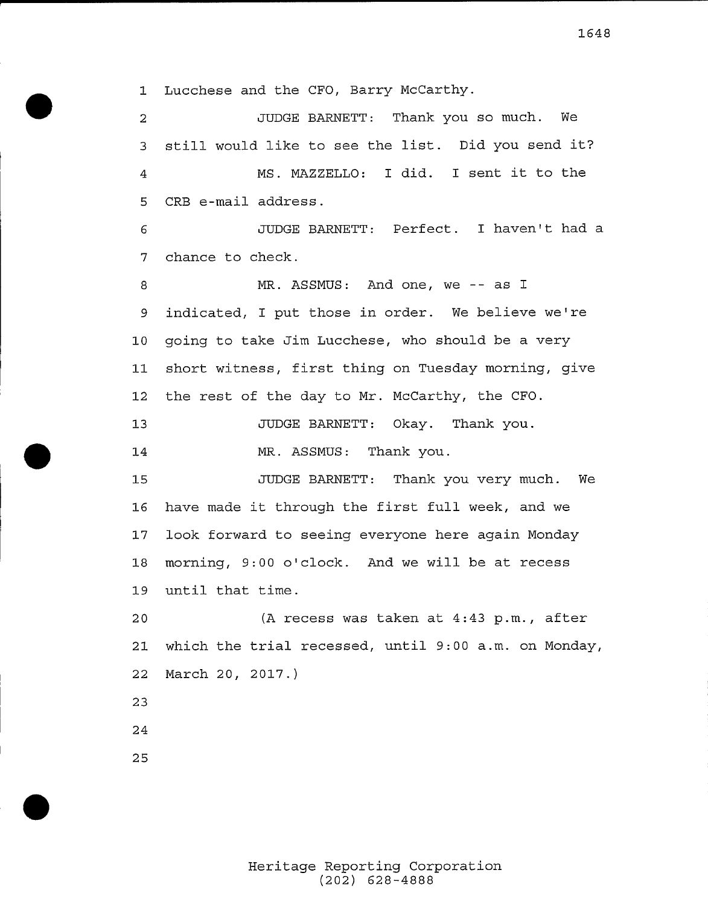Lucchese and the CFO, Barry McCarthy.

JUDGE BARNETT: Thank you so much. We still would like to see the list. Did you send it?

MS. MAZZELLO: I did. I sent it to the CRB e-mail address.

JUDGE BARNETT: Perfect. I haven't had a chance to check.

MR. ASSMUS: And one, we -- as I indicated, I put those in order. We believe we're going to take Jim Lucchese, who should be a very short witness, first thing on Tuesday morning, give the rest of the day to Mr. McCarthy, the CFO.

JUDGE BARNETT: Okay. Thank you.

MR. ASSMUS: Thank you.

JUDGE BARNETT: Thank you very much. We have made it through the first full week, and we look forward to seeing everyone here again Monday morning, 9:00 o'clock. And we will be at recess until that time.

(A recess was taken at 4:43 p.m., after which the trial recessed, until 9:00 a.m. on Monday, March 20, 2017.)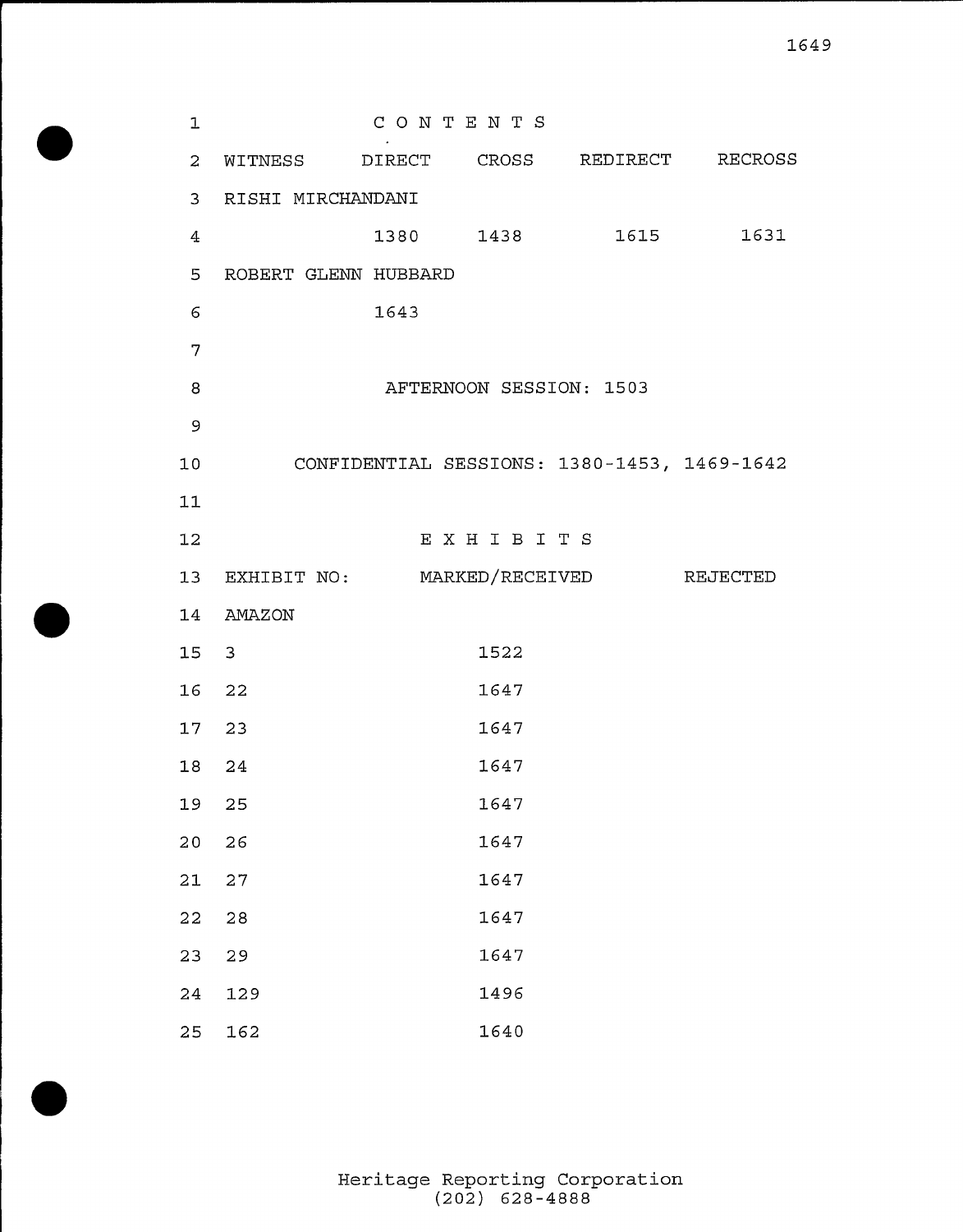# CONTENTS

| WITNESS | DIRECT | CROSS | REDIRECT | RECROSS |
|---|---|---|---|---|
| RISHI MIRCHANDANI | | | | |
| | 1380 | 1438 | 1615 | 1631 |
| ROBERT GLENN HUBBARD | | | | |
| | 1643 | | | |

AFTERNOON SESSION: 1503

CONFIDENTIAL SESSIONS: 1380-1453, 1469-1642

# EXHIBITS

| EXHIBIT NO: | MARKED/RECEIVED | REJECTED |
|---|---|---|
| AMAZON | | |
| 3 | 1522 | |
| 22 | 1647 | |
| 23 | 1647 | |
| 24 | 1647 | |
| 25 | 1647 | |
| 26 | 1647 | |
| 27 | 1647 | |
| 28 | 1647 | |
| 29 | 1647 | |
| 129 | 1496 | |
| 162 | 1640 | |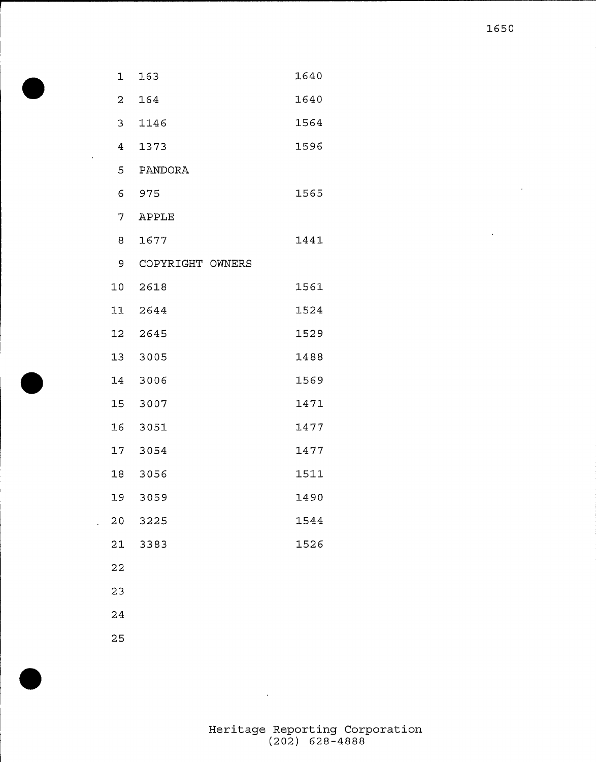| | |
|---|---|
| 163 | 1640 |
| 164 | 1640 |
| 1146 | 1564 |
| 1373 | 1596 |
| PANDORA | |
| 975 | 1565 |
| APPLE | |
| 1677 | 1441 |
| COPYRIGHT OWNERS | |
| 2618 | 1561 |
| 2644 | 1524 |
| 2645 | 1529 |
| 3005 | 1488 |
| 3006 | 1569 |
| 3007 | 1471 |
| 3051 | 1477 |
| 3054 | 1477 |
| 3056 | 1511 |
| 3059 | 1490 |
| 3225 | 1544 |
| 3383 | 1526 |

Heritage Reporting Corporation
(202) 628-4888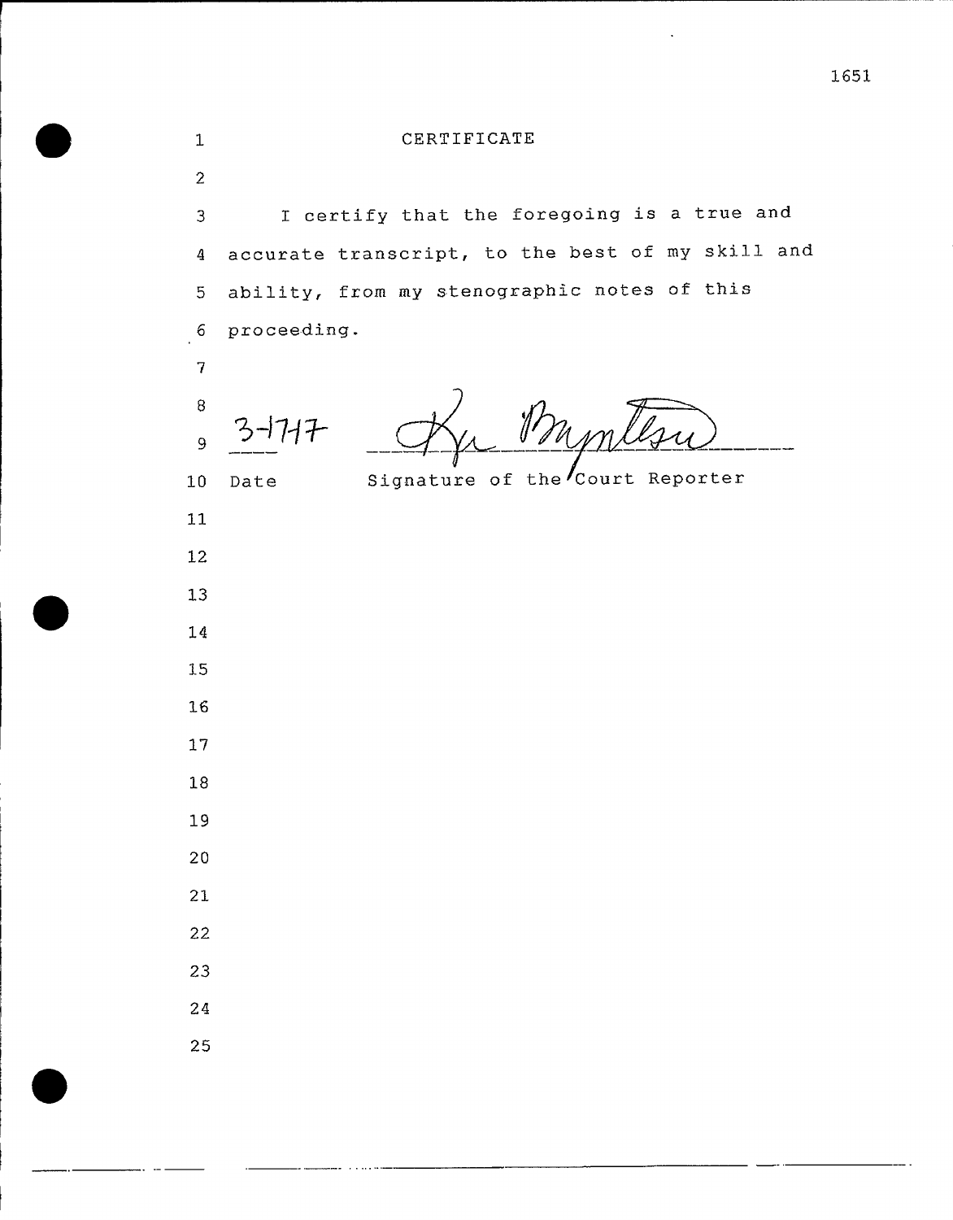# CERTIFICATE

I certify that the foregoing is a true and accurate transcript, to the best of my skill and ability, from my stenographic notes of this proceeding.

3-17-17

Date

Signature of the Court Reporter